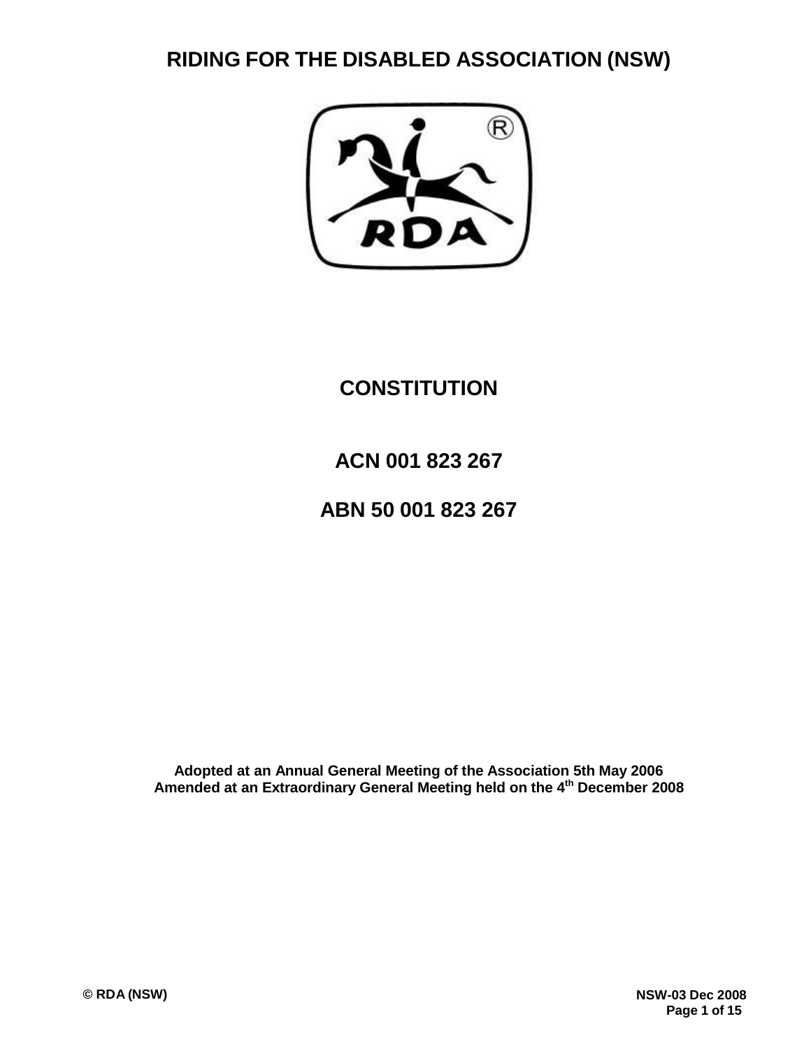# RIDING FOR THE DISABLED ASSOCIATION (NSW)

## CONSTITUTION

**ACN 001 823 267**

**ABN 50 001 823 267**

**Adopted at an Annual General Meeting of the Association 5th May 2006**
**Amended at an Extraordinary General Meeting held on the 4th December 2008**

© RDA (NSW)

NSW-03 Dec 2008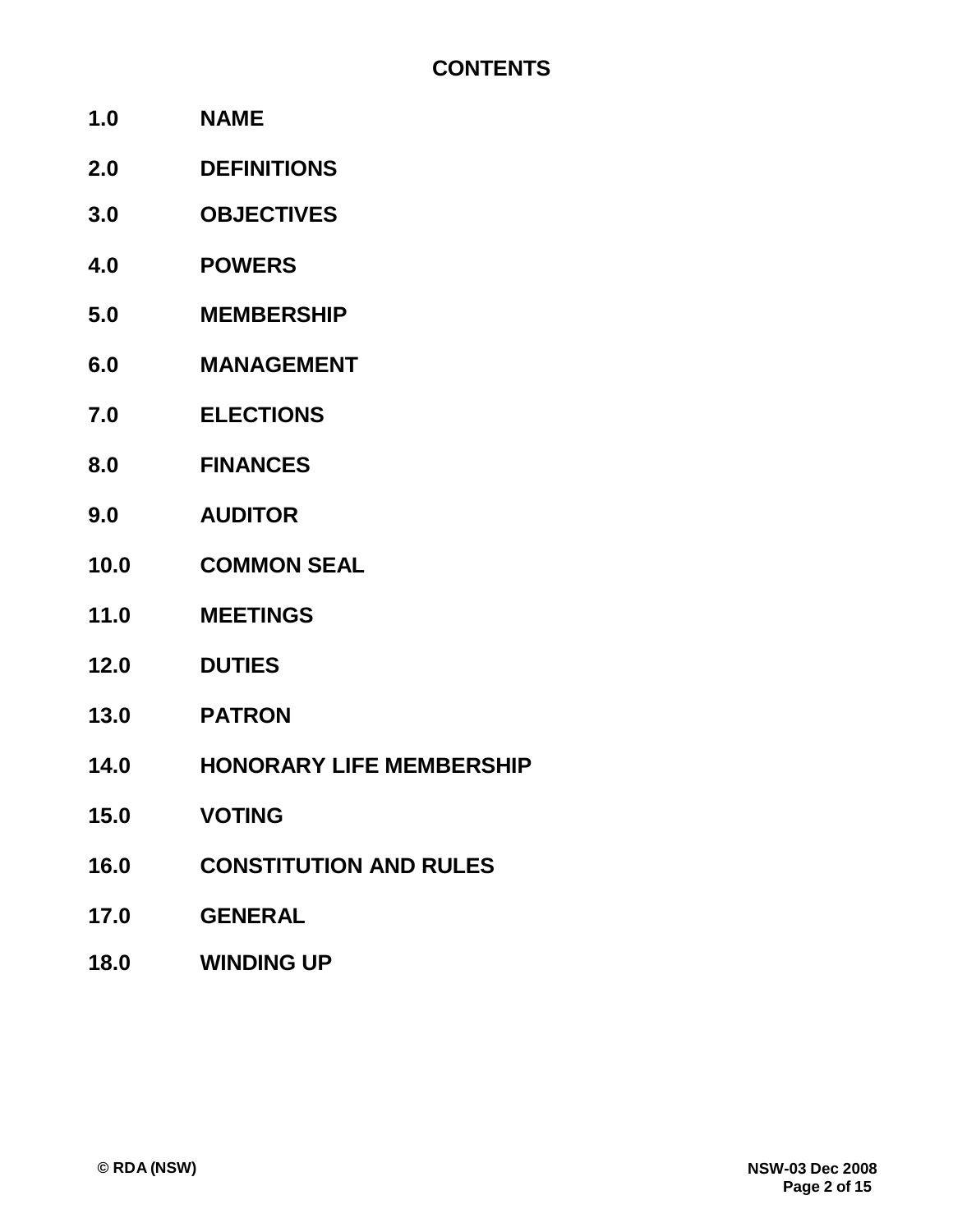# CONTENTS

**1.0 NAME**

**2.0 DEFINITIONS**

**3.0 OBJECTIVES**

**4.0 POWERS**

**5.0 MEMBERSHIP**

**6.0 MANAGEMENT**

**7.0 ELECTIONS**

**8.0 FINANCES**

**9.0 AUDITOR**

**10.0 COMMON SEAL**

**11.0 MEETINGS**

**12.0 DUTIES**

**13.0 PATRON**

**14.0 HONORARY LIFE MEMBERSHIP**

**15.0 VOTING**

**16.0 CONSTITUTION AND RULES**

**17.0 GENERAL**

**18.0 WINDING UP**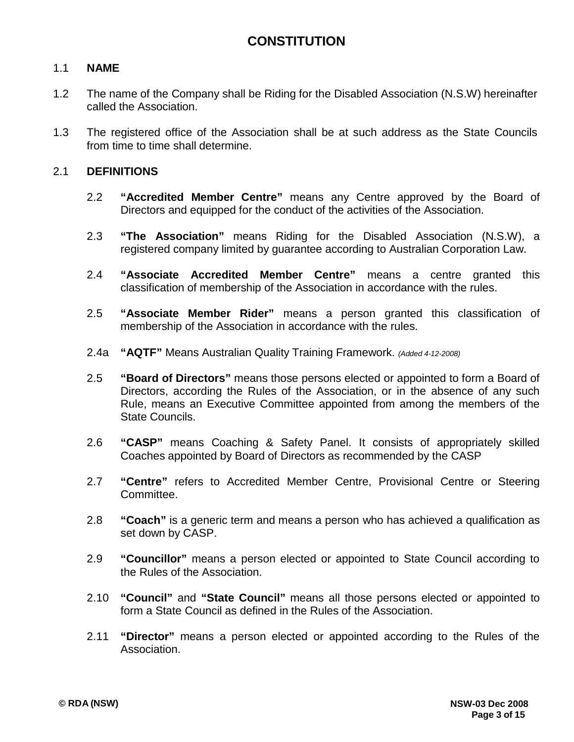# CONSTITUTION

1.1 **NAME**

1.2 The name of the Company shall be Riding for the Disabled Association (N.S.W) hereinafter called the Association.

1.3 The registered office of the Association shall be at such address as the State Councils from time to time shall determine.

2.1 **DEFINITIONS**

2.2 **"Accredited Member Centre"** means any Centre approved by the Board of Directors and equipped for the conduct of the activities of the Association.

2.3 **"The Association"** means Riding for the Disabled Association (N.S.W), a registered company limited by guarantee according to Australian Corporation Law.

2.4 **"Associate Accredited Member Centre"** means a centre granted this classification of membership of the Association in accordance with the rules.

2.5 **"Associate Member Rider"** means a person granted this classification of membership of the Association in accordance with the rules.

2.4a **"AQTF"** Means Australian Quality Training Framework. *(Added 4-12-2008)*

2.5 **"Board of Directors"** means those persons elected or appointed to form a Board of Directors, according the Rules of the Association, or in the absence of any such Rule, means an Executive Committee appointed from among the members of the State Councils.

2.6 **"CASP"** means Coaching & Safety Panel. It consists of appropriately skilled Coaches appointed by Board of Directors as recommended by the CASP

2.7 **"Centre"** refers to Accredited Member Centre, Provisional Centre or Steering Committee.

2.8 **"Coach"** is a generic term and means a person who has achieved a qualification as set down by CASP.

2.9 **"Councillor"** means a person elected or appointed to State Council according to the Rules of the Association.

2.10 **"Council"** and **"State Council"** means all those persons elected or appointed to form a State Council as defined in the Rules of the Association.

2.11 **"Director"** means a person elected or appointed according to the Rules of the Association.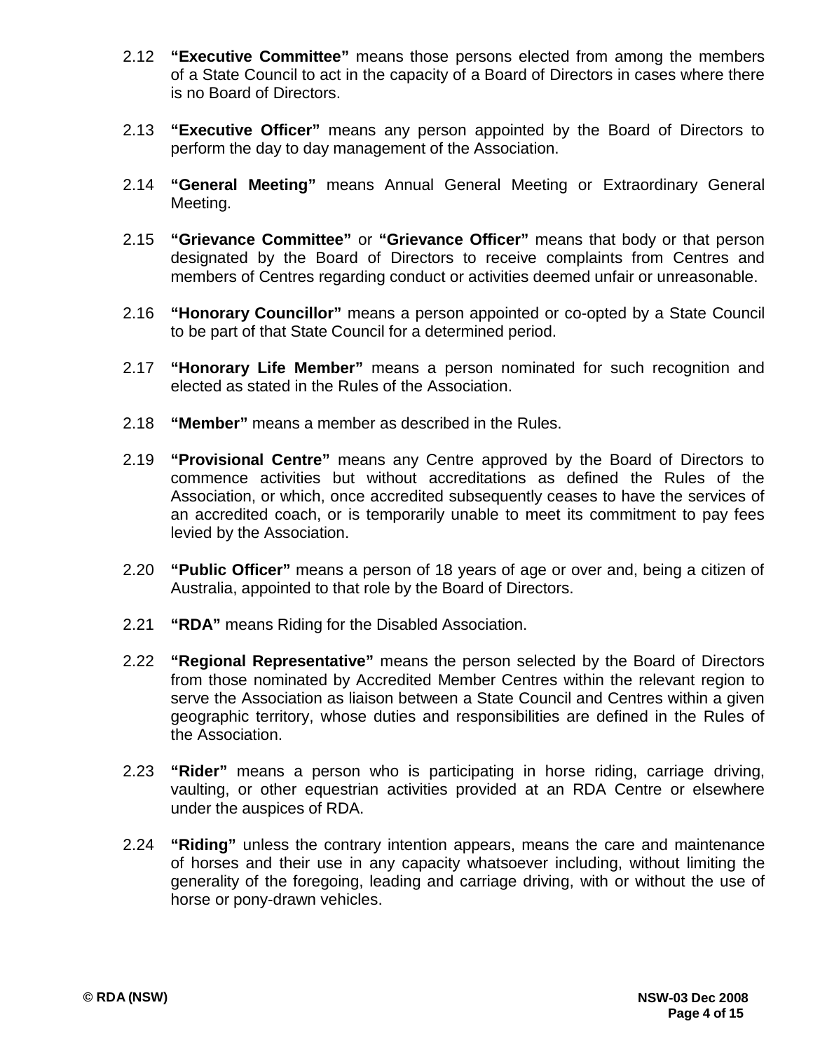2.12 **"Executive Committee"** means those persons elected from among the members of a State Council to act in the capacity of a Board of Directors in cases where there is no Board of Directors.

2.13 **"Executive Officer"** means any person appointed by the Board of Directors to perform the day to day management of the Association.

2.14 **"General Meeting"** means Annual General Meeting or Extraordinary General Meeting.

2.15 **"Grievance Committee"** or **"Grievance Officer"** means that body or that person designated by the Board of Directors to receive complaints from Centres and members of Centres regarding conduct or activities deemed unfair or unreasonable.

2.16 **"Honorary Councillor"** means a person appointed or co-opted by a State Council to be part of that State Council for a determined period.

2.17 **"Honorary Life Member"** means a person nominated for such recognition and elected as stated in the Rules of the Association.

2.18 **"Member"** means a member as described in the Rules.

2.19 **"Provisional Centre"** means any Centre approved by the Board of Directors to commence activities but without accreditations as defined the Rules of the Association, or which, once accredited subsequently ceases to have the services of an accredited coach, or is temporarily unable to meet its commitment to pay fees levied by the Association.

2.20 **"Public Officer"** means a person of 18 years of age or over and, being a citizen of Australia, appointed to that role by the Board of Directors.

2.21 **"RDA"** means Riding for the Disabled Association.

2.22 **"Regional Representative"** means the person selected by the Board of Directors from those nominated by Accredited Member Centres within the relevant region to serve the Association as liaison between a State Council and Centres within a given geographic territory, whose duties and responsibilities are defined in the Rules of the Association.

2.23 **"Rider"** means a person who is participating in horse riding, carriage driving, vaulting, or other equestrian activities provided at an RDA Centre or elsewhere under the auspices of RDA.

2.24 **"Riding"** unless the contrary intention appears, means the care and maintenance of horses and their use in any capacity whatsoever including, without limiting the generality of the foregoing, leading and carriage driving, with or without the use of horse or pony-drawn vehicles.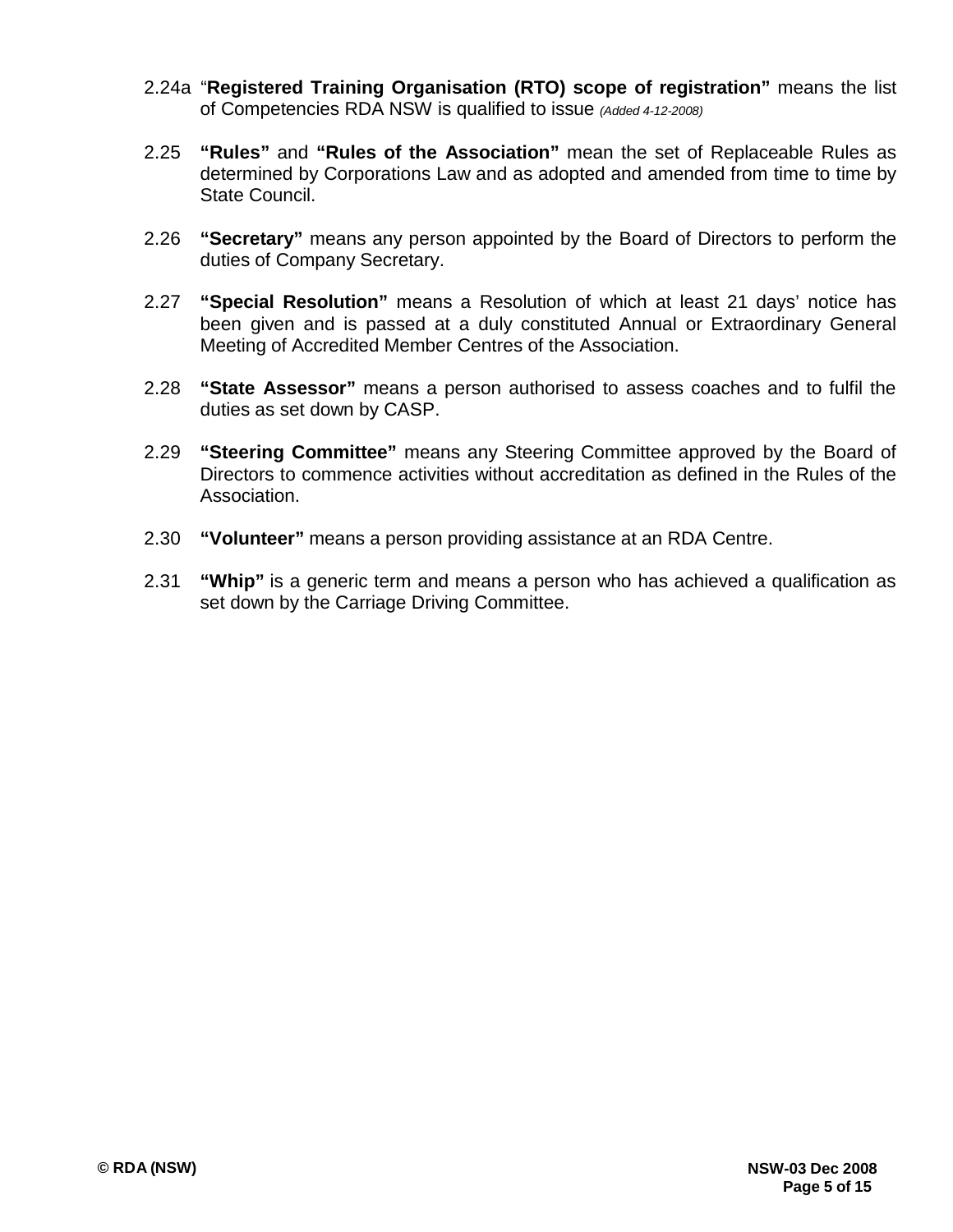2.24a “**Registered Training Organisation (RTO) scope of registration”** means the list of Competencies RDA NSW is qualified to issue *(Added 4-12-2008)*

2.25 **“Rules”** and **“Rules of the Association”** mean the set of Replaceable Rules as determined by Corporations Law and as adopted and amended from time to time by State Council.

2.26 **“Secretary”** means any person appointed by the Board of Directors to perform the duties of Company Secretary.

2.27 **“Special Resolution”** means a Resolution of which at least 21 days’ notice has been given and is passed at a duly constituted Annual or Extraordinary General Meeting of Accredited Member Centres of the Association.

2.28 **“State Assessor”** means a person authorised to assess coaches and to fulfil the duties as set down by CASP.

2.29 **“Steering Committee”** means any Steering Committee approved by the Board of Directors to commence activities without accreditation as defined in the Rules of the Association.

2.30 **“Volunteer”** means a person providing assistance at an RDA Centre.

2.31 **“Whip”** is a generic term and means a person who has achieved a qualification as set down by the Carriage Driving Committee.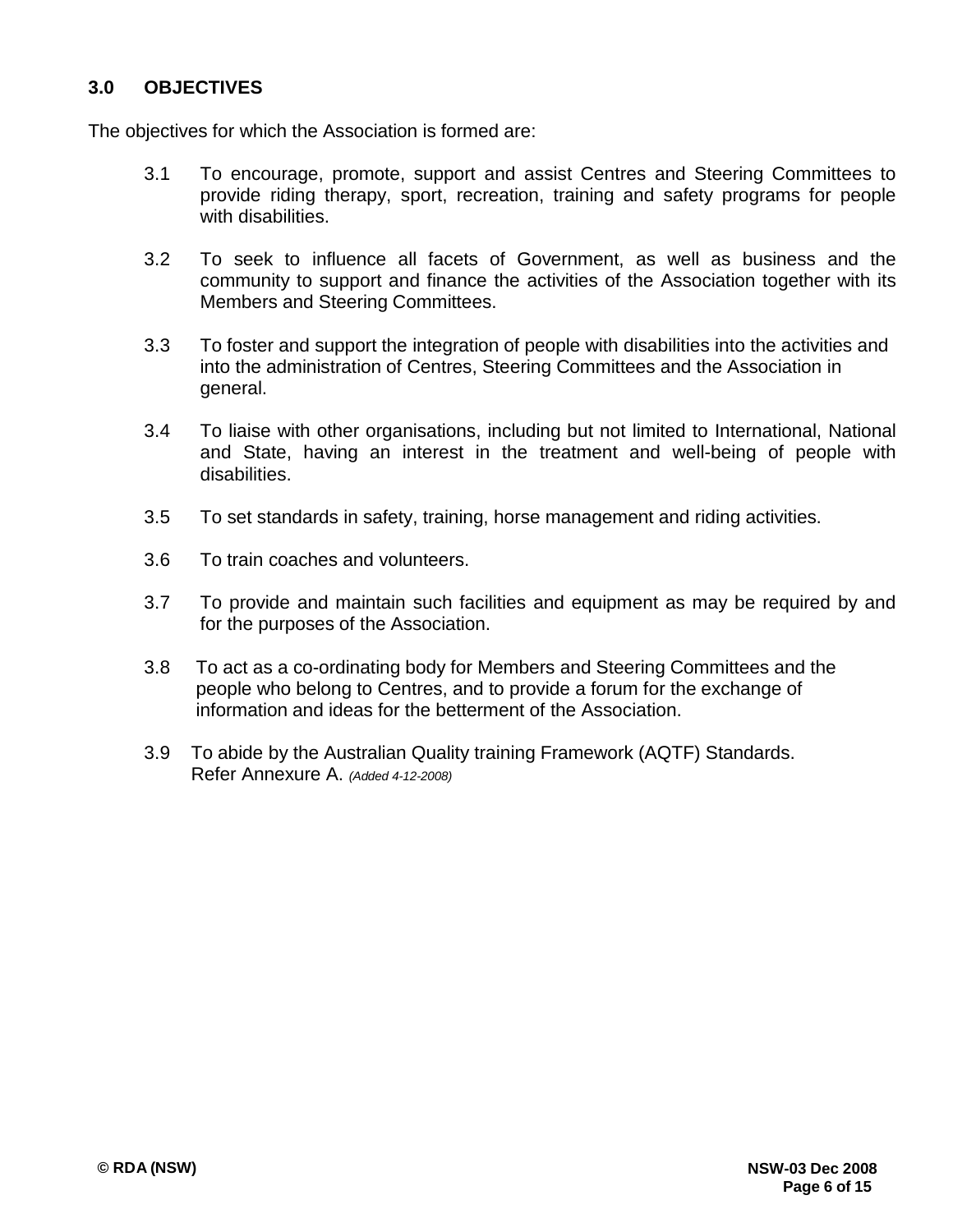## 3.0 OBJECTIVES

The objectives for which the Association is formed are:

3.1 To encourage, promote, support and assist Centres and Steering Committees to provide riding therapy, sport, recreation, training and safety programs for people with disabilities.

3.2 To seek to influence all facets of Government, as well as business and the community to support and finance the activities of the Association together with its Members and Steering Committees.

3.3 To foster and support the integration of people with disabilities into the activities and into the administration of Centres, Steering Committees and the Association in general.

3.4 To liaise with other organisations, including but not limited to International, National and State, having an interest in the treatment and well-being of people with disabilities.

3.5 To set standards in safety, training, horse management and riding activities.

3.6 To train coaches and volunteers.

3.7 To provide and maintain such facilities and equipment as may be required by and for the purposes of the Association.

3.8 To act as a co-ordinating body for Members and Steering Committees and the people who belong to Centres, and to provide a forum for the exchange of information and ideas for the betterment of the Association.

3.9 To abide by the Australian Quality training Framework (AQTF) Standards. Refer Annexure A. *(Added 4-12-2008)*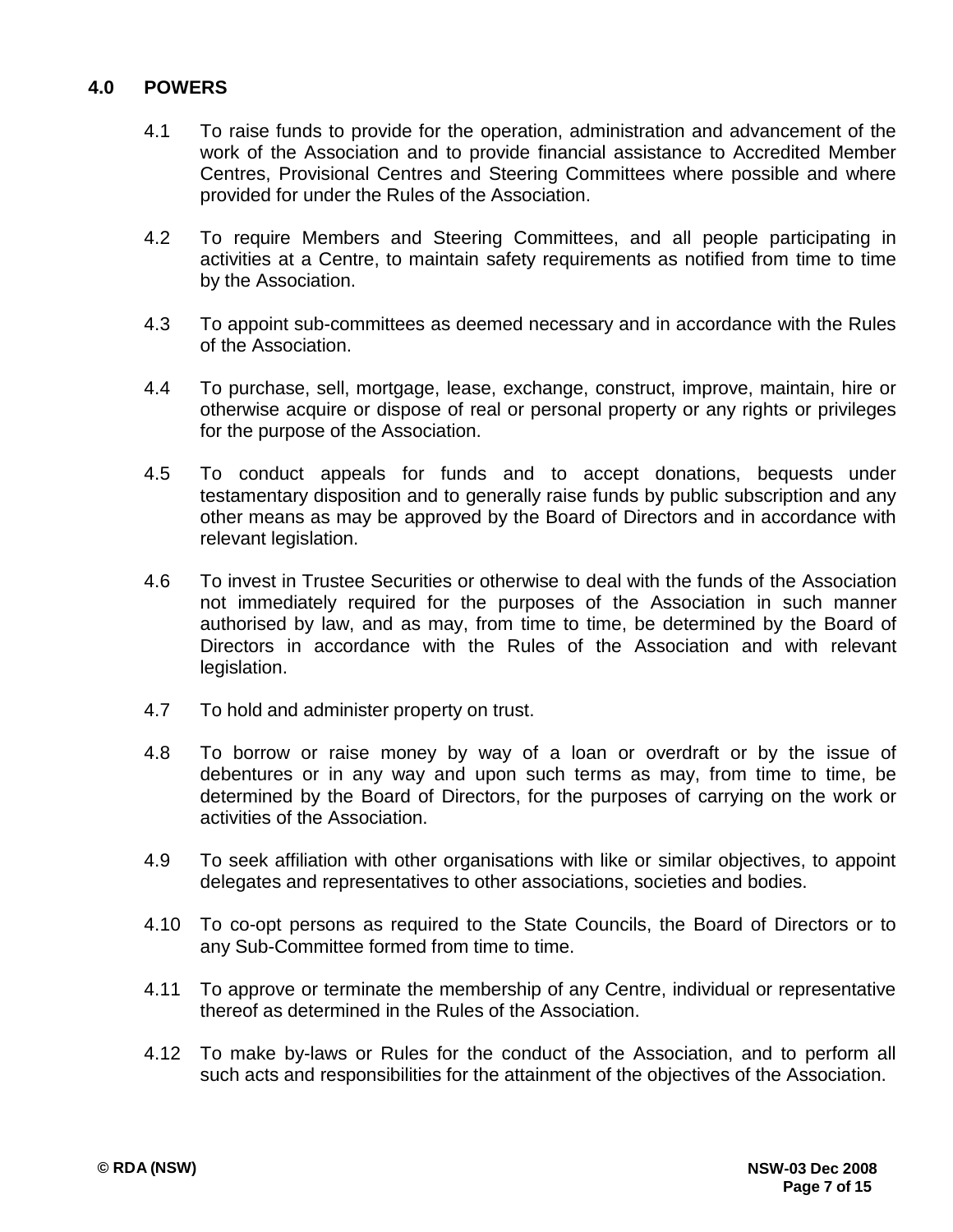## 4.0 POWERS

4.1 To raise funds to provide for the operation, administration and advancement of the work of the Association and to provide financial assistance to Accredited Member Centres, Provisional Centres and Steering Committees where possible and where provided for under the Rules of the Association.

4.2 To require Members and Steering Committees, and all people participating in activities at a Centre, to maintain safety requirements as notified from time to time by the Association.

4.3 To appoint sub-committees as deemed necessary and in accordance with the Rules of the Association.

4.4 To purchase, sell, mortgage, lease, exchange, construct, improve, maintain, hire or otherwise acquire or dispose of real or personal property or any rights or privileges for the purpose of the Association.

4.5 To conduct appeals for funds and to accept donations, bequests under testamentary disposition and to generally raise funds by public subscription and any other means as may be approved by the Board of Directors and in accordance with relevant legislation.

4.6 To invest in Trustee Securities or otherwise to deal with the funds of the Association not immediately required for the purposes of the Association in such manner authorised by law, and as may, from time to time, be determined by the Board of Directors in accordance with the Rules of the Association and with relevant legislation.

4.7 To hold and administer property on trust.

4.8 To borrow or raise money by way of a loan or overdraft or by the issue of debentures or in any way and upon such terms as may, from time to time, be determined by the Board of Directors, for the purposes of carrying on the work or activities of the Association.

4.9 To seek affiliation with other organisations with like or similar objectives, to appoint delegates and representatives to other associations, societies and bodies.

4.10 To co-opt persons as required to the State Councils, the Board of Directors or to any Sub-Committee formed from time to time.

4.11 To approve or terminate the membership of any Centre, individual or representative thereof as determined in the Rules of the Association.

4.12 To make by-laws or Rules for the conduct of the Association, and to perform all such acts and responsibilities for the attainment of the objectives of the Association.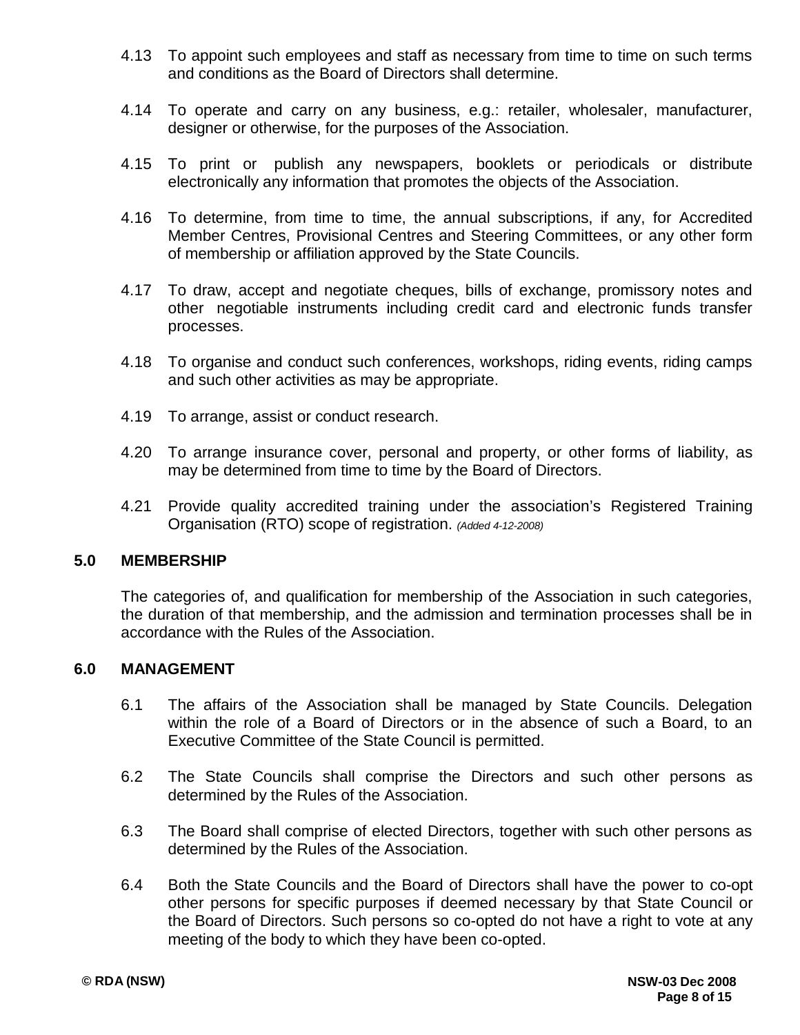4.13 To appoint such employees and staff as necessary from time to time on such terms and conditions as the Board of Directors shall determine.

4.14 To operate and carry on any business, e.g.: retailer, wholesaler, manufacturer, designer or otherwise, for the purposes of the Association.

4.15 To print or publish any newspapers, booklets or periodicals or distribute electronically any information that promotes the objects of the Association.

4.16 To determine, from time to time, the annual subscriptions, if any, for Accredited Member Centres, Provisional Centres and Steering Committees, or any other form of membership or affiliation approved by the State Councils.

4.17 To draw, accept and negotiate cheques, bills of exchange, promissory notes and other negotiable instruments including credit card and electronic funds transfer processes.

4.18 To organise and conduct such conferences, workshops, riding events, riding camps and such other activities as may be appropriate.

4.19 To arrange, assist or conduct research.

4.20 To arrange insurance cover, personal and property, or other forms of liability, as may be determined from time to time by the Board of Directors.

4.21 Provide quality accredited training under the association's Registered Training Organisation (RTO) scope of registration. *(Added 4-12-2008)*

## 5.0 MEMBERSHIP

The categories of, and qualification for membership of the Association in such categories, the duration of that membership, and the admission and termination processes shall be in accordance with the Rules of the Association.

## 6.0 MANAGEMENT

6.1 The affairs of the Association shall be managed by State Councils. Delegation within the role of a Board of Directors or in the absence of such a Board, to an Executive Committee of the State Council is permitted.

6.2 The State Councils shall comprise the Directors and such other persons as determined by the Rules of the Association.

6.3 The Board shall comprise of elected Directors, together with such other persons as determined by the Rules of the Association.

6.4 Both the State Councils and the Board of Directors shall have the power to co-opt other persons for specific purposes if deemed necessary by that State Council or the Board of Directors. Such persons so co-opted do not have a right to vote at any meeting of the body to which they have been co-opted.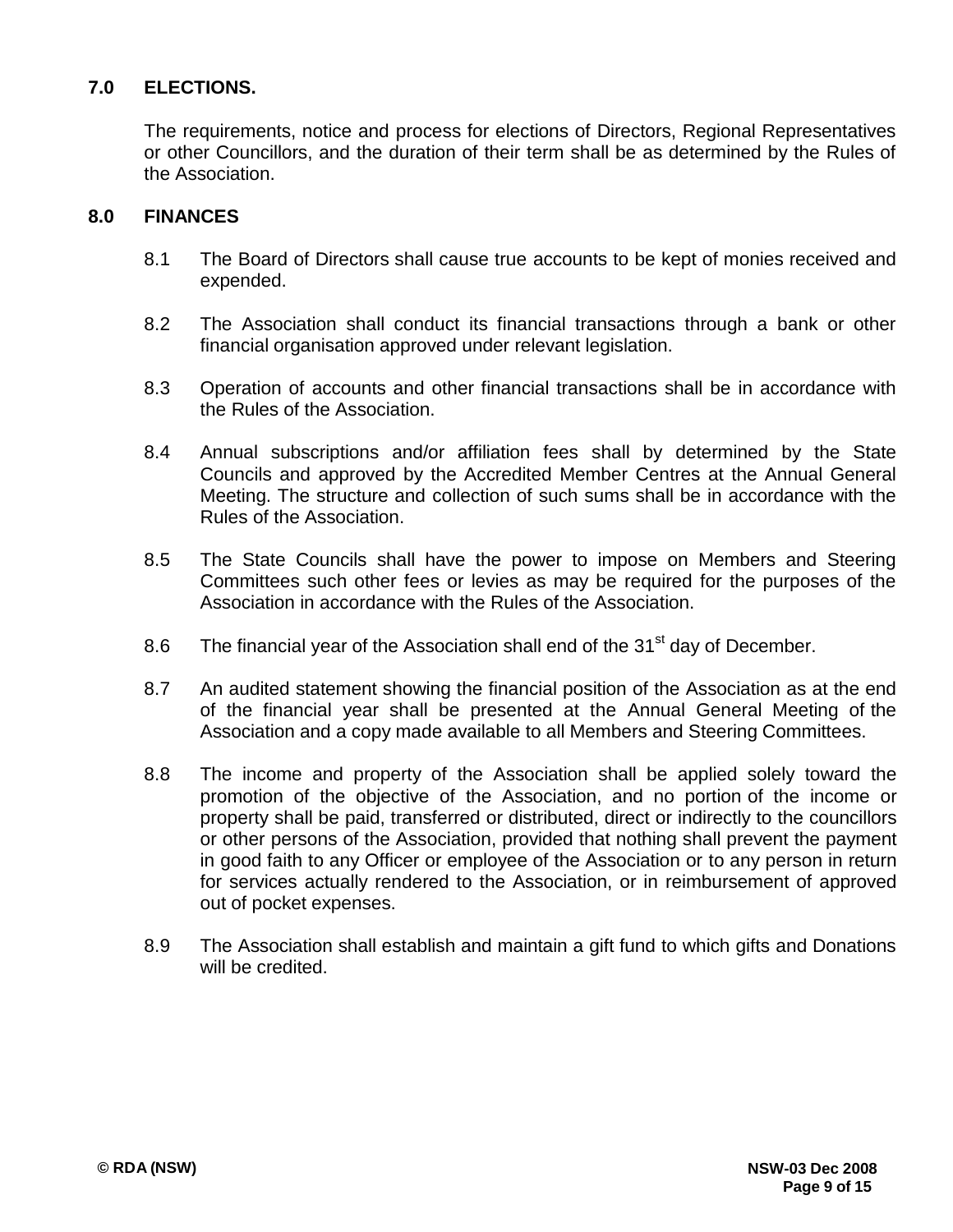## 7.0 ELECTIONS.

The requirements, notice and process for elections of Directors, Regional Representatives or other Councillors, and the duration of their term shall be as determined by the Rules of the Association.

## 8.0 FINANCES

8.1 The Board of Directors shall cause true accounts to be kept of monies received and expended.

8.2 The Association shall conduct its financial transactions through a bank or other financial organisation approved under relevant legislation.

8.3 Operation of accounts and other financial transactions shall be in accordance with the Rules of the Association.

8.4 Annual subscriptions and/or affiliation fees shall by determined by the State Councils and approved by the Accredited Member Centres at the Annual General Meeting. The structure and collection of such sums shall be in accordance with the Rules of the Association.

8.5 The State Councils shall have the power to impose on Members and Steering Committees such other fees or levies as may be required for the purposes of the Association in accordance with the Rules of the Association.

8.6 The financial year of the Association shall end of the 31st day of December.

8.7 An audited statement showing the financial position of the Association as at the end of the financial year shall be presented at the Annual General Meeting of the Association and a copy made available to all Members and Steering Committees.

8.8 The income and property of the Association shall be applied solely toward the promotion of the objective of the Association, and no portion of the income or property shall be paid, transferred or distributed, direct or indirectly to the councillors or other persons of the Association, provided that nothing shall prevent the payment in good faith to any Officer or employee of the Association or to any person in return for services actually rendered to the Association, or in reimbursement of approved out of pocket expenses.

8.9 The Association shall establish and maintain a gift fund to which gifts and Donations will be credited.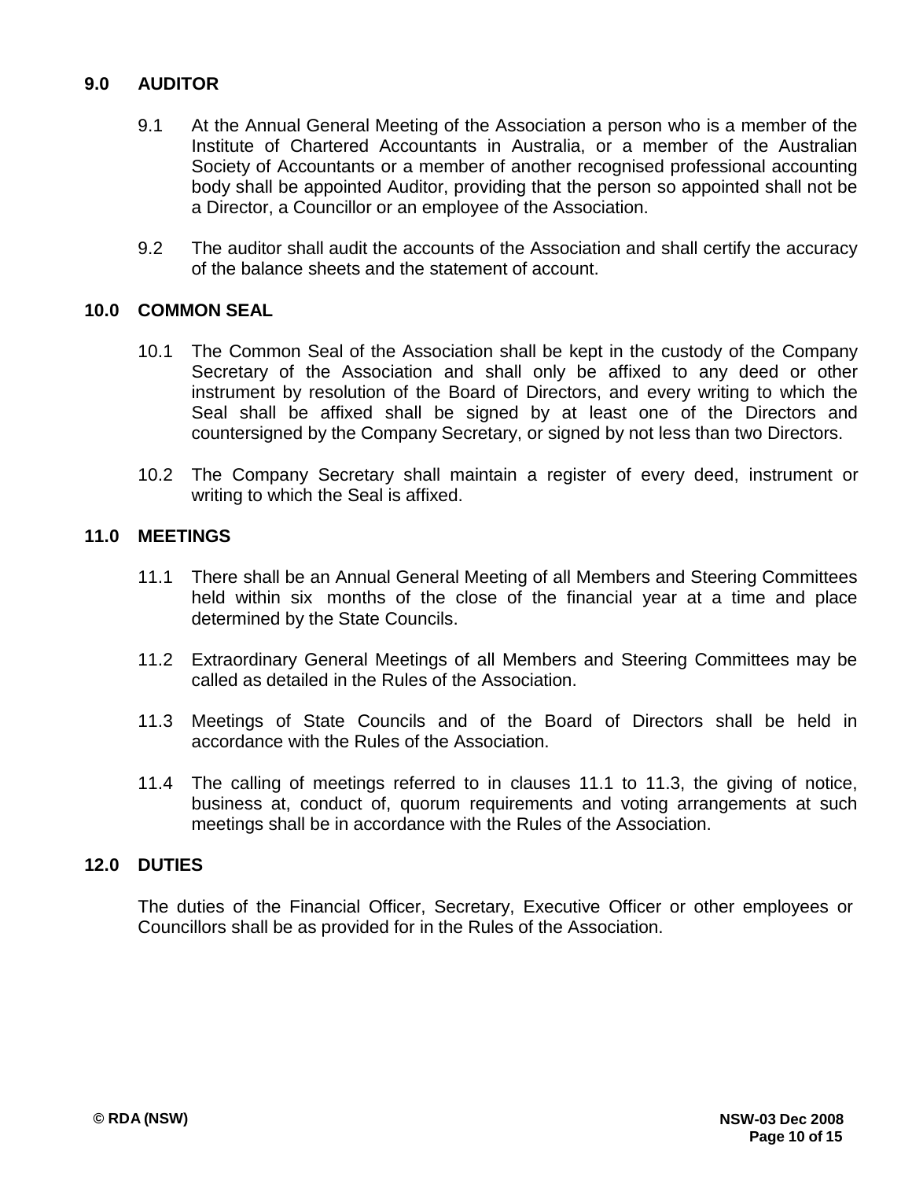## 9.0 AUDITOR

9.1 At the Annual General Meeting of the Association a person who is a member of the Institute of Chartered Accountants in Australia, or a member of the Australian Society of Accountants or a member of another recognised professional accounting body shall be appointed Auditor, providing that the person so appointed shall not be a Director, a Councillor or an employee of the Association.

9.2 The auditor shall audit the accounts of the Association and shall certify the accuracy of the balance sheets and the statement of account.

## 10.0 COMMON SEAL

10.1 The Common Seal of the Association shall be kept in the custody of the Company Secretary of the Association and shall only be affixed to any deed or other instrument by resolution of the Board of Directors, and every writing to which the Seal shall be affixed shall be signed by at least one of the Directors and countersigned by the Company Secretary, or signed by not less than two Directors.

10.2 The Company Secretary shall maintain a register of every deed, instrument or writing to which the Seal is affixed.

## 11.0 MEETINGS

11.1 There shall be an Annual General Meeting of all Members and Steering Committees held within six months of the close of the financial year at a time and place determined by the State Councils.

11.2 Extraordinary General Meetings of all Members and Steering Committees may be called as detailed in the Rules of the Association.

11.3 Meetings of State Councils and of the Board of Directors shall be held in accordance with the Rules of the Association.

11.4 The calling of meetings referred to in clauses 11.1 to 11.3, the giving of notice, business at, conduct of, quorum requirements and voting arrangements at such meetings shall be in accordance with the Rules of the Association.

## 12.0 DUTIES

The duties of the Financial Officer, Secretary, Executive Officer or other employees or Councillors shall be as provided for in the Rules of the Association.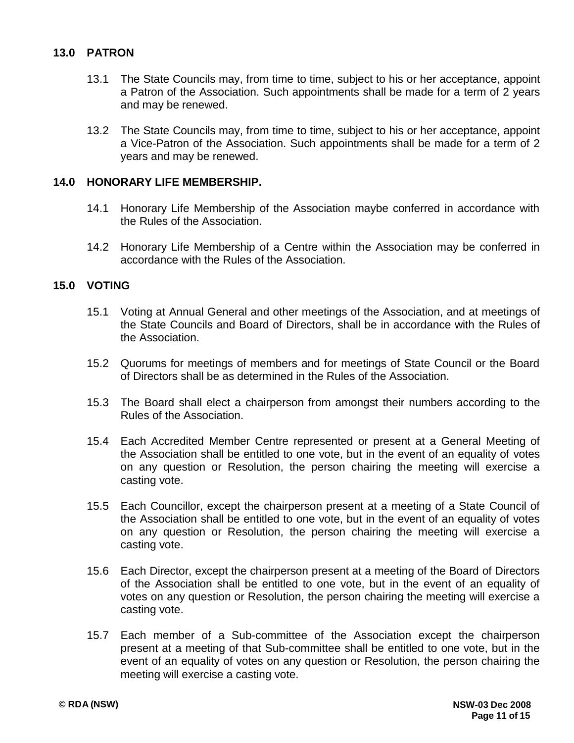## 13.0 PATRON

13.1 The State Councils may, from time to time, subject to his or her acceptance, appoint a Patron of the Association. Such appointments shall be made for a term of 2 years and may be renewed.

13.2 The State Councils may, from time to time, subject to his or her acceptance, appoint a Vice-Patron of the Association. Such appointments shall be made for a term of 2 years and may be renewed.

## 14.0 HONORARY LIFE MEMBERSHIP.

14.1 Honorary Life Membership of the Association maybe conferred in accordance with the Rules of the Association.

14.2 Honorary Life Membership of a Centre within the Association may be conferred in accordance with the Rules of the Association.

## 15.0 VOTING

15.1 Voting at Annual General and other meetings of the Association, and at meetings of the State Councils and Board of Directors, shall be in accordance with the Rules of the Association.

15.2 Quorums for meetings of members and for meetings of State Council or the Board of Directors shall be as determined in the Rules of the Association.

15.3 The Board shall elect a chairperson from amongst their numbers according to the Rules of the Association.

15.4 Each Accredited Member Centre represented or present at a General Meeting of the Association shall be entitled to one vote, but in the event of an equality of votes on any question or Resolution, the person chairing the meeting will exercise a casting vote.

15.5 Each Councillor, except the chairperson present at a meeting of a State Council of the Association shall be entitled to one vote, but in the event of an equality of votes on any question or Resolution, the person chairing the meeting will exercise a casting vote.

15.6 Each Director, except the chairperson present at a meeting of the Board of Directors of the Association shall be entitled to one vote, but in the event of an equality of votes on any question or Resolution, the person chairing the meeting will exercise a casting vote.

15.7 Each member of a Sub-committee of the Association except the chairperson present at a meeting of that Sub-committee shall be entitled to one vote, but in the event of an equality of votes on any question or Resolution, the person chairing the meeting will exercise a casting vote.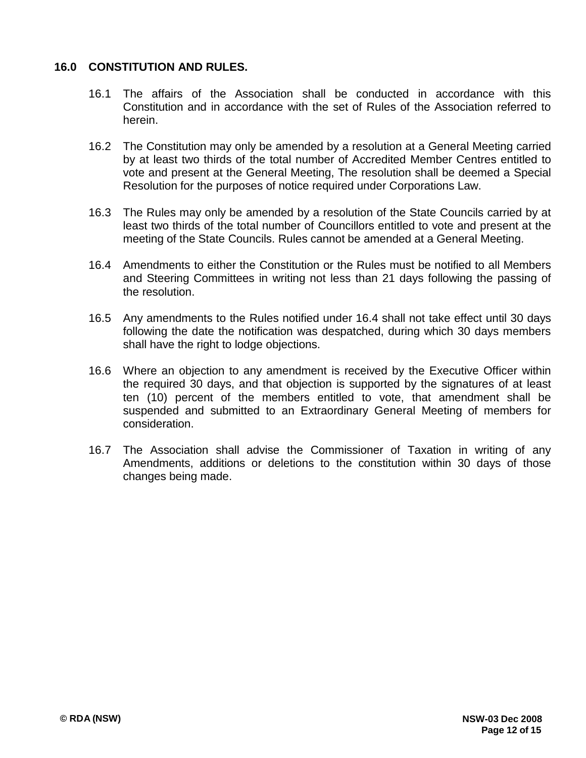## 16.0 CONSTITUTION AND RULES.

16.1 The affairs of the Association shall be conducted in accordance with this Constitution and in accordance with the set of Rules of the Association referred to herein.

16.2 The Constitution may only be amended by a resolution at a General Meeting carried by at least two thirds of the total number of Accredited Member Centres entitled to vote and present at the General Meeting, The resolution shall be deemed a Special Resolution for the purposes of notice required under Corporations Law.

16.3 The Rules may only be amended by a resolution of the State Councils carried by at least two thirds of the total number of Councillors entitled to vote and present at the meeting of the State Councils. Rules cannot be amended at a General Meeting.

16.4 Amendments to either the Constitution or the Rules must be notified to all Members and Steering Committees in writing not less than 21 days following the passing of the resolution.

16.5 Any amendments to the Rules notified under 16.4 shall not take effect until 30 days following the date the notification was despatched, during which 30 days members shall have the right to lodge objections.

16.6 Where an objection to any amendment is received by the Executive Officer within the required 30 days, and that objection is supported by the signatures of at least ten (10) percent of the members entitled to vote, that amendment shall be suspended and submitted to an Extraordinary General Meeting of members for consideration.

16.7 The Association shall advise the Commissioner of Taxation in writing of any Amendments, additions or deletions to the constitution within 30 days of those changes being made.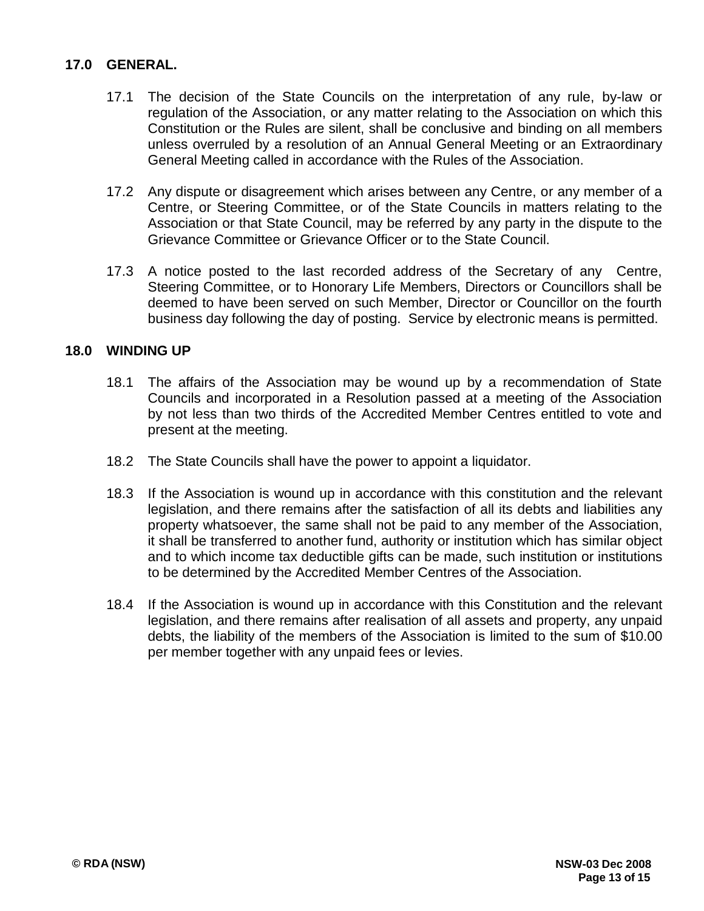## 17.0 GENERAL.

17.1 The decision of the State Councils on the interpretation of any rule, by-law or regulation of the Association, or any matter relating to the Association on which this Constitution or the Rules are silent, shall be conclusive and binding on all members unless overruled by a resolution of an Annual General Meeting or an Extraordinary General Meeting called in accordance with the Rules of the Association.

17.2 Any dispute or disagreement which arises between any Centre, or any member of a Centre, or Steering Committee, or of the State Councils in matters relating to the Association or that State Council, may be referred by any party in the dispute to the Grievance Committee or Grievance Officer or to the State Council.

17.3 A notice posted to the last recorded address of the Secretary of any Centre, Steering Committee, or to Honorary Life Members, Directors or Councillors shall be deemed to have been served on such Member, Director or Councillor on the fourth business day following the day of posting. Service by electronic means is permitted.

## 18.0 WINDING UP

18.1 The affairs of the Association may be wound up by a recommendation of State Councils and incorporated in a Resolution passed at a meeting of the Association by not less than two thirds of the Accredited Member Centres entitled to vote and present at the meeting.

18.2 The State Councils shall have the power to appoint a liquidator.

18.3 If the Association is wound up in accordance with this constitution and the relevant legislation, and there remains after the satisfaction of all its debts and liabilities any property whatsoever, the same shall not be paid to any member of the Association, it shall be transferred to another fund, authority or institution which has similar object and to which income tax deductible gifts can be made, such institution or institutions to be determined by the Accredited Member Centres of the Association.

18.4 If the Association is wound up in accordance with this Constitution and the relevant legislation, and there remains after realisation of all assets and property, any unpaid debts, the liability of the members of the Association is limited to the sum of $10.00 per member together with any unpaid fees or levies.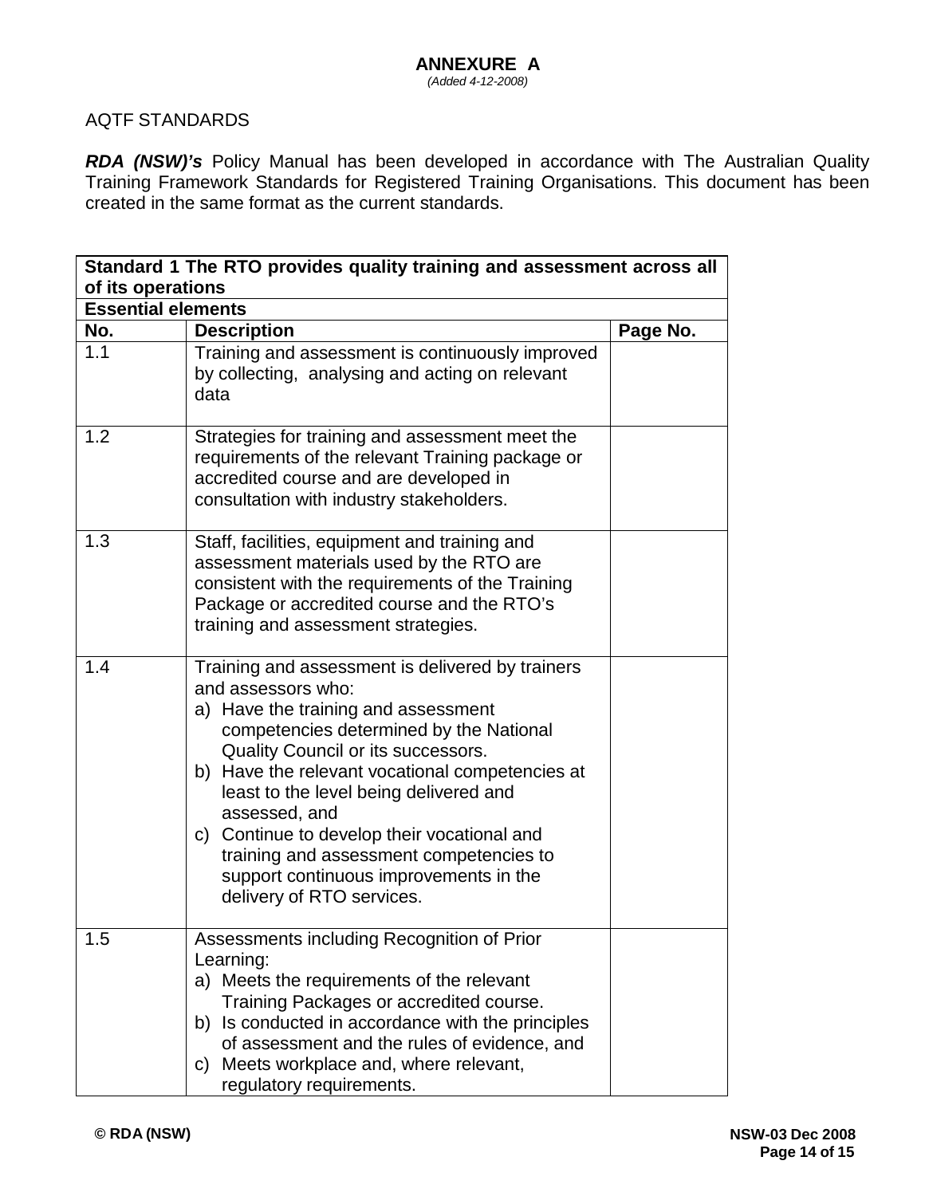# ANNEXURE A

*(Added 4-12-2008)*

AQTF STANDARDS

***RDA (NSW)'s*** Policy Manual has been developed in accordance with The Australian Quality Training Framework Standards for Registered Training Organisations. This document has been created in the same format as the current standards.

| **Standard 1 The RTO provides quality training and assessment across all of its operations** | | |
|---|---|---|
| **Essential elements** | | |
| **No.** | **Description** | **Page No.** |
| 1.1 | Training and assessment is continuously improved by collecting, analysing and acting on relevant data | |
| 1.2 | Strategies for training and assessment meet the requirements of the relevant Training package or accredited course and are developed in consultation with industry stakeholders. | |
| 1.3 | Staff, facilities, equipment and training and assessment materials used by the RTO are consistent with the requirements of the Training Package or accredited course and the RTO's training and assessment strategies. | |
| 1.4 | Training and assessment is delivered by trainers and assessors who:<br>a) Have the training and assessment competencies determined by the National Quality Council or its successors.<br>b) Have the relevant vocational competencies at least to the level being delivered and assessed, and<br>c) Continue to develop their vocational and training and assessment competencies to support continuous improvements in the delivery of RTO services. | |
| 1.5 | Assessments including Recognition of Prior Learning:<br>a) Meets the requirements of the relevant Training Packages or accredited course.<br>b) Is conducted in accordance with the principles of assessment and the rules of evidence, and<br>c) Meets workplace and, where relevant, regulatory requirements. | |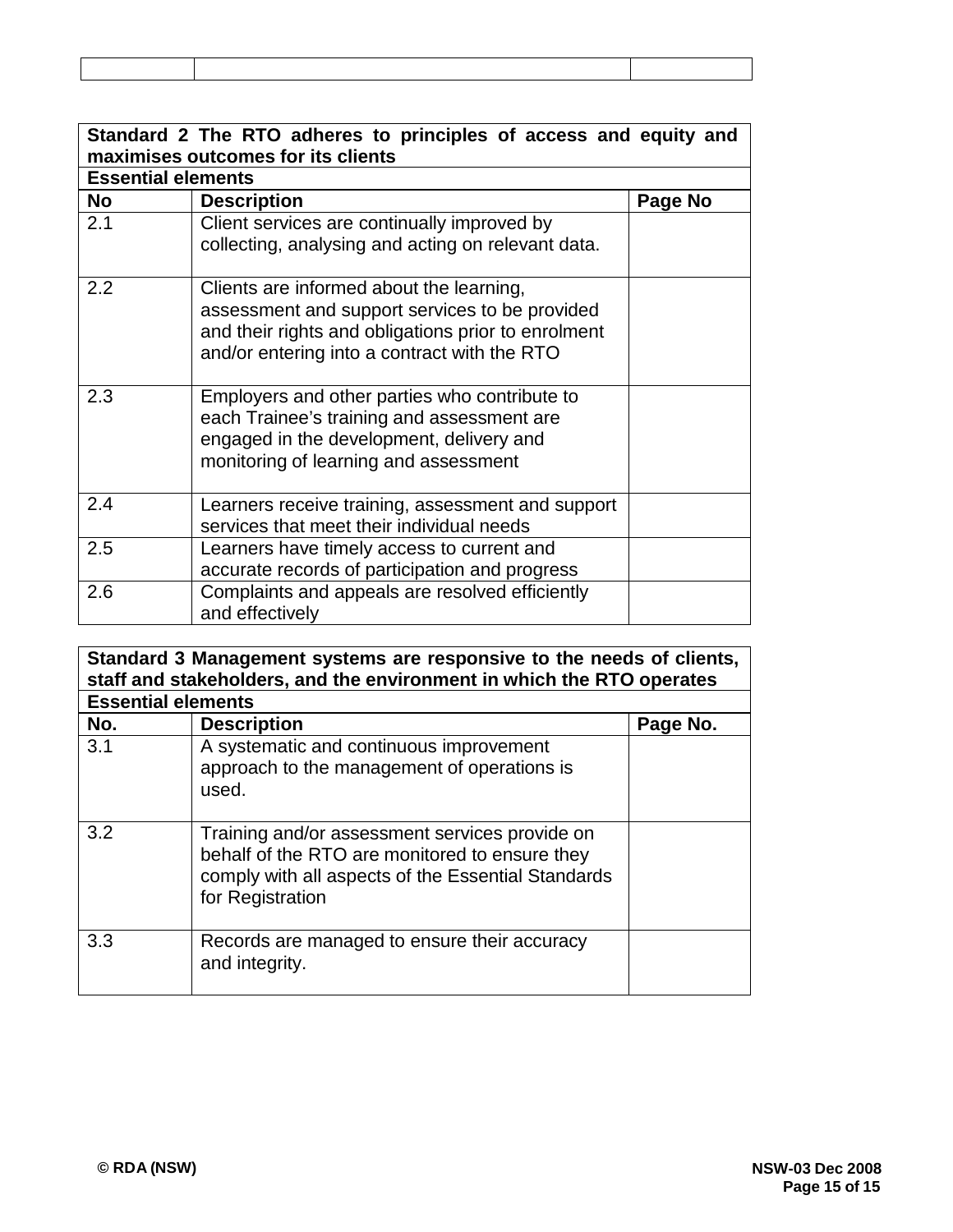| | | |
|---|---|---|
| | | |

| Standard 2 The RTO adheres to principles of access and equity and maximises outcomes for its clients | | |
|---|---|---|
| **Essential elements** | | |
| **No** | **Description** | **Page No** |
| 2.1 | Client services are continually improved by collecting, analysing and acting on relevant data. | |
| 2.2 | Clients are informed about the learning, assessment and support services to be provided and their rights and obligations prior to enrolment and/or entering into a contract with the RTO | |
| 2.3 | Employers and other parties who contribute to each Trainee's training and assessment are engaged in the development, delivery and monitoring of learning and assessment | |
| 2.4 | Learners receive training, assessment and support services that meet their individual needs | |
| 2.5 | Learners have timely access to current and accurate records of participation and progress | |
| 2.6 | Complaints and appeals are resolved efficiently and effectively | |

| Standard 3 Management systems are responsive to the needs of clients, staff and stakeholders, and the environment in which the RTO operates | | |
|---|---|---|
| **Essential elements** | | |
| **No.** | **Description** | **Page No.** |
| 3.1 | A systematic and continuous improvement approach to the management of operations is used. | |
| 3.2 | Training and/or assessment services provide on behalf of the RTO are monitored to ensure they comply with all aspects of the Essential Standards for Registration | |
| 3.3 | Records are managed to ensure their accuracy and integrity. | |

© RDA (NSW)

NSW-03 Dec 2008